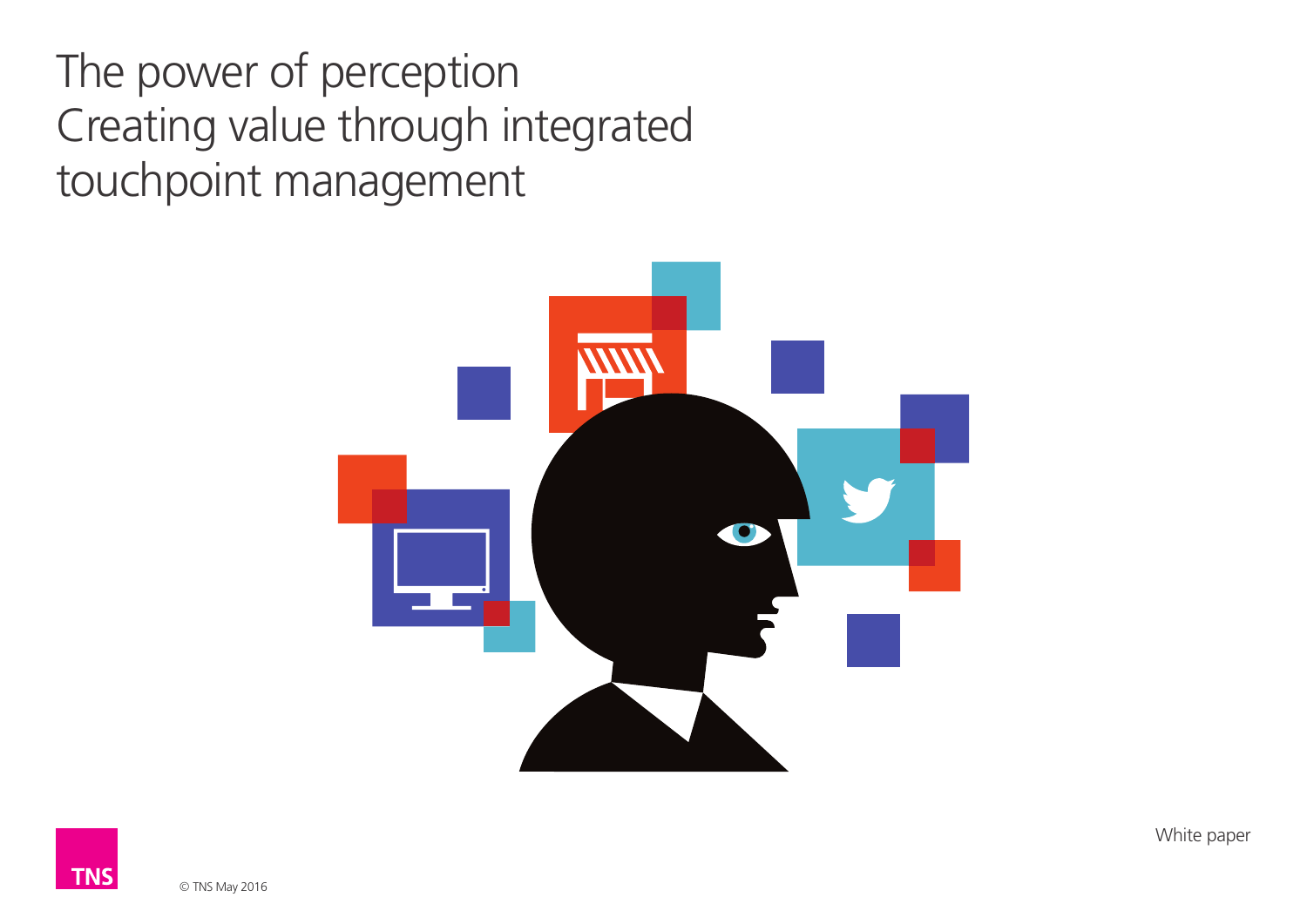# The power of perception
# Creating value through integrated touchpoint management

White paper

TNS

© TNS May 2016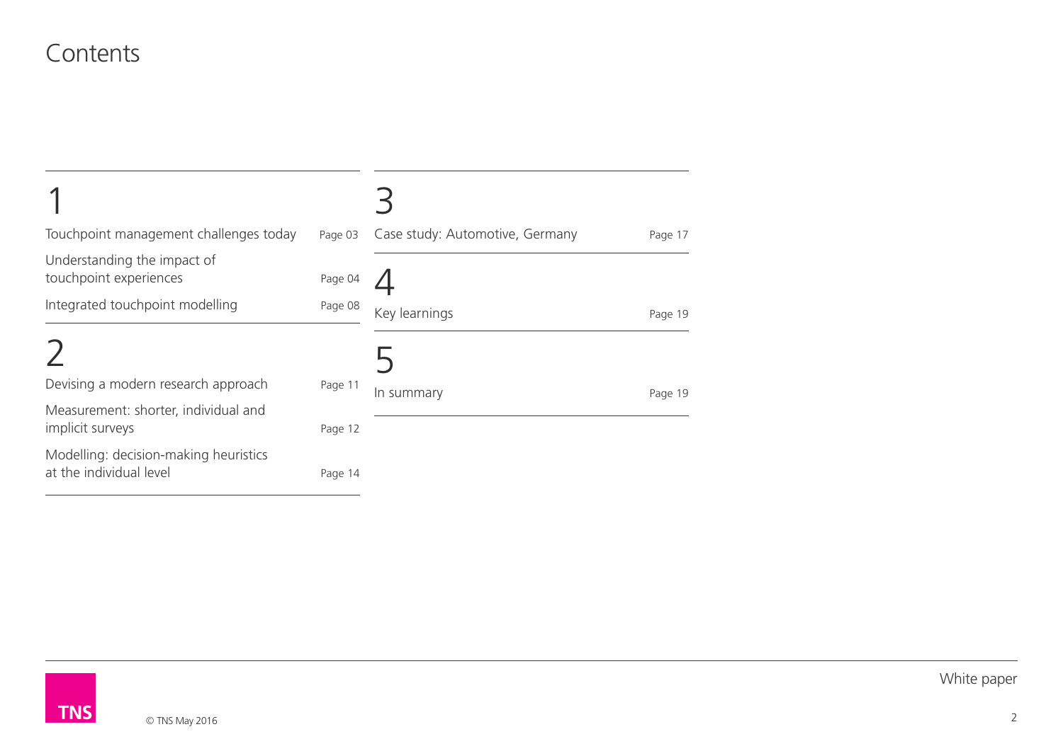# Contents

## 1

| | |
|---|---|
| Touchpoint management challenges today | Page 03 |
| Understanding the impact of touchpoint experiences | Page 04 |
| Integrated touchpoint modelling | Page 08 |

## 2

| | |
|---|---|
| Devising a modern research approach | Page 11 |
| Measurement: shorter, individual and implicit surveys | Page 12 |
| Modelling: decision-making heuristics at the individual level | Page 14 |

## 3

| | |
|---|---|
| Case study: Automotive, Germany | Page 17 |

## 4

| | |
|---|---|
| Key learnings | Page 19 |

## 5

| | |
|---|---|
| In summary | Page 19 |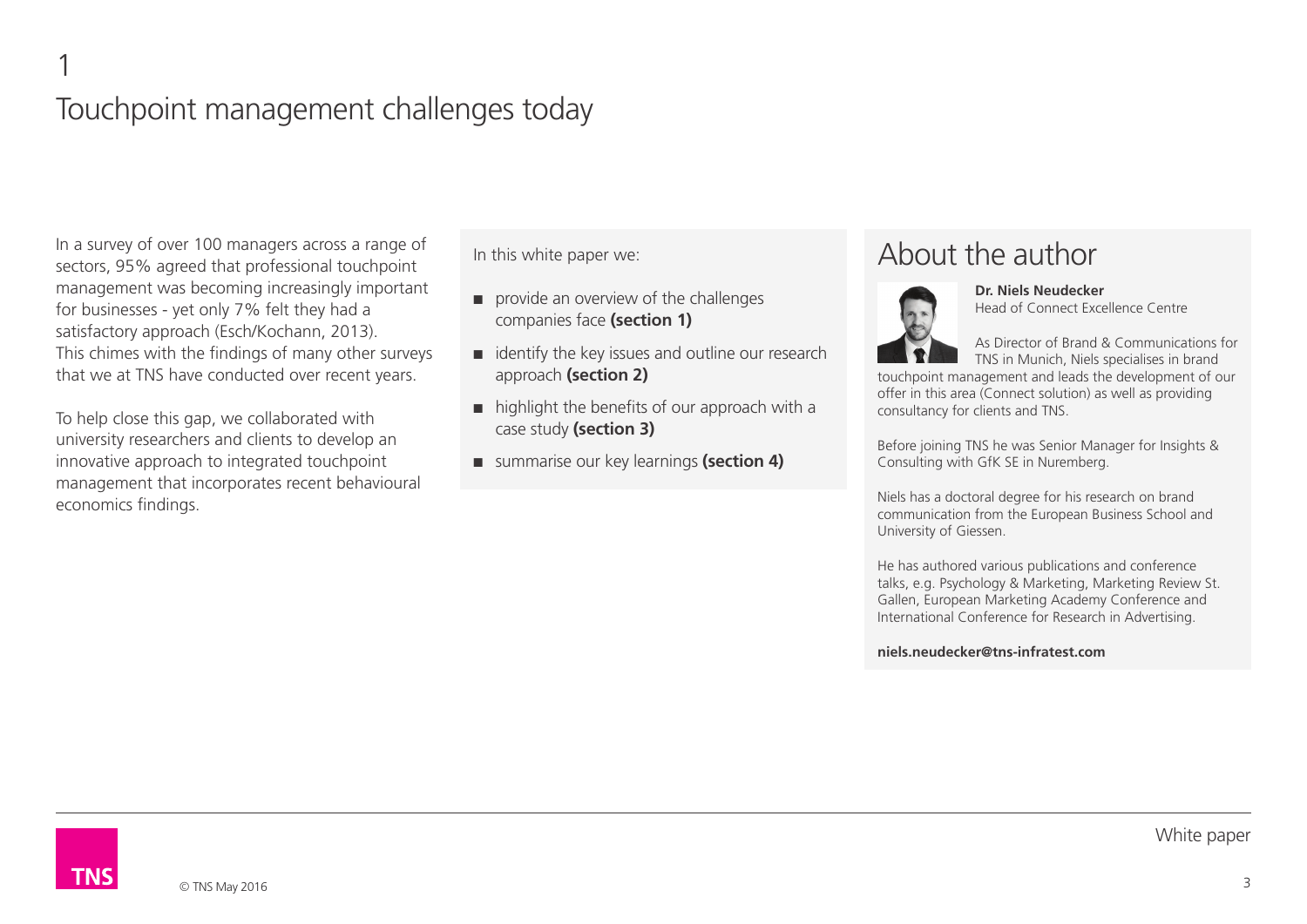# 1 Touchpoint management challenges today

In a survey of over 100 managers across a range of sectors, 95% agreed that professional touchpoint management was becoming increasingly important for businesses - yet only 7% felt they had a satisfactory approach (Esch/Kochann, 2013). This chimes with the findings of many other surveys that we at TNS have conducted over recent years.

To help close this gap, we collaborated with university researchers and clients to develop an innovative approach to integrated touchpoint management that incorporates recent behavioural economics findings.

In this white paper we:

- provide an overview of the challenges companies face **(section 1)**
- identify the key issues and outline our research approach **(section 2)**
- highlight the benefits of our approach with a case study **(section 3)**
- summarise our key learnings **(section 4)**

## About the author

**Dr. Niels Neudecker**
Head of Connect Excellence Centre

As Director of Brand & Communications for TNS in Munich, Niels specialises in brand touchpoint management and leads the development of our offer in this area (Connect solution) as well as providing consultancy for clients and TNS.

Before joining TNS he was Senior Manager for Insights & Consulting with GfK SE in Nuremberg.

Niels has a doctoral degree for his research on brand communication from the European Business School and University of Giessen.

He has authored various publications and conference talks, e.g. Psychology & Marketing, Marketing Review St. Gallen, European Marketing Academy Conference and International Conference for Research in Advertising.

**niels.neudecker@tns-infratest.com**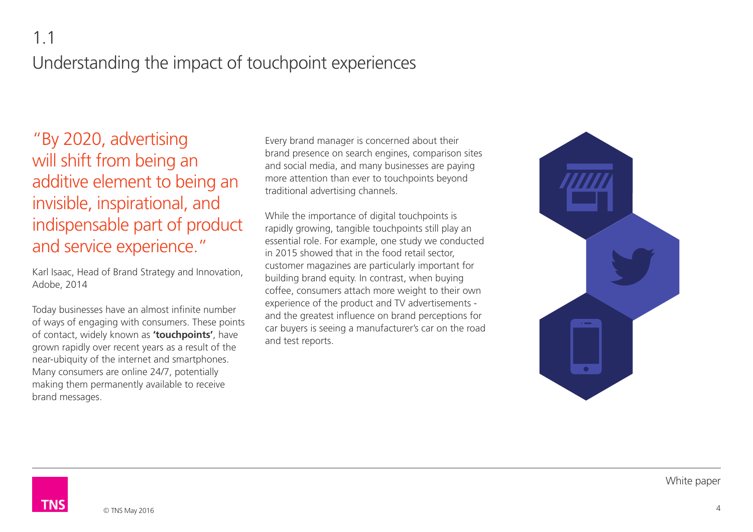## 1.1 Understanding the impact of touchpoint experiences

> "By 2020, advertising will shift from being an additive element to being an invisible, inspirational, and indispensable part of product and service experience."

Karl Isaac, Head of Brand Strategy and Innovation, Adobe, 2014

Today businesses have an almost infinite number of ways of engaging with consumers. These points of contact, widely known as **'touchpoints'**, have grown rapidly over recent years as a result of the near-ubiquity of the internet and smartphones. Many consumers are online 24/7, potentially making them permanently available to receive brand messages.

Every brand manager is concerned about their brand presence on search engines, comparison sites and social media, and many businesses are paying more attention than ever to touchpoints beyond traditional advertising channels.

While the importance of digital touchpoints is rapidly growing, tangible touchpoints still play an essential role. For example, one study we conducted in 2015 showed that in the food retail sector, customer magazines are particularly important for building brand equity. In contrast, when buying coffee, consumers attach more weight to their own experience of the product and TV advertisements - and the greatest influence on brand perceptions for car buyers is seeing a manufacturer's car on the road and test reports.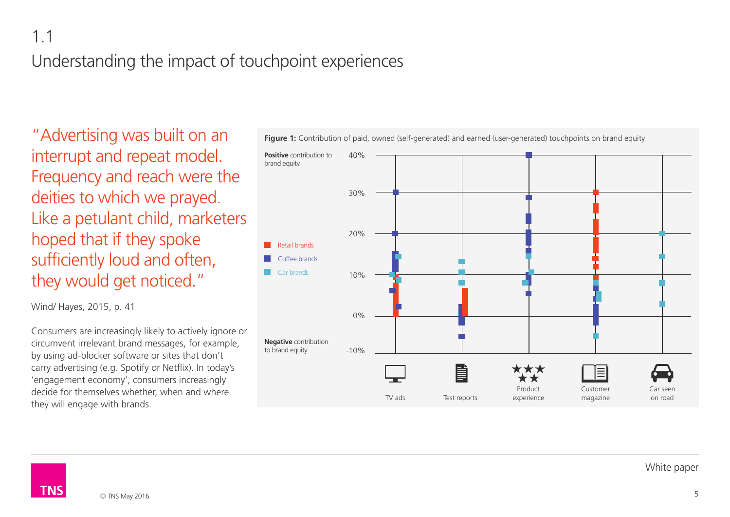# 1.1 Understanding the impact of touchpoint experiences

"Advertising was built on an interrupt and repeat model. Frequency and reach were the deities to which we prayed. Like a petulant child, marketers hoped that if they spoke sufficiently loud and often, they would get noticed."

Wind/ Hayes, 2015, p. 41

Consumers are increasingly likely to actively ignore or circumvent irrelevant brand messages, for example, by using ad-blocker software or sites that don't carry advertising (e.g. Spotify or Netflix). In today's 'engagement economy', consumers increasingly decide for themselves whether, when and where they will engage with brands.

**Figure 1:** Contribution of paid, owned (self-generated) and earned (user-generated) touchpoints on brand equity

**Positive** contribution to brand equity

**Negative** contribution to brand equity

40%, 30%, 20%, 10%, 0%, -10%

Retail brands | Coffee brands | Car brands

TV ads | Test reports | Product experience | Customer magazine | Car seen on road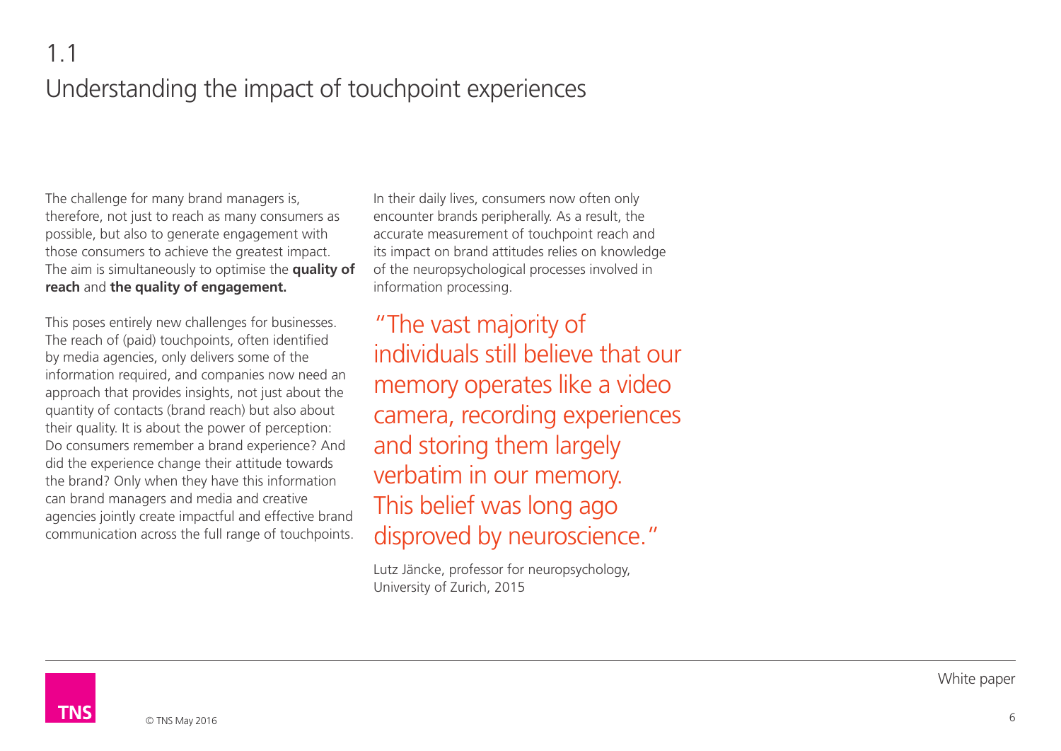## 1.1 Understanding the impact of touchpoint experiences

The challenge for many brand managers is, therefore, not just to reach as many consumers as possible, but also to generate engagement with those consumers to achieve the greatest impact. The aim is simultaneously to optimise the **quality of reach** and **the quality of engagement.**

This poses entirely new challenges for businesses. The reach of (paid) touchpoints, often identified by media agencies, only delivers some of the information required, and companies now need an approach that provides insights, not just about the quantity of contacts (brand reach) but also about their quality. It is about the power of perception: Do consumers remember a brand experience? And did the experience change their attitude towards the brand? Only when they have this information can brand managers and media and creative agencies jointly create impactful and effective brand communication across the full range of touchpoints.

In their daily lives, consumers now often only encounter brands peripherally. As a result, the accurate measurement of touchpoint reach and its impact on brand attitudes relies on knowledge of the neuropsychological processes involved in information processing.

> "The vast majority of individuals still believe that our memory operates like a video camera, recording experiences and storing them largely verbatim in our memory. This belief was long ago disproved by neuroscience."

Lutz Jäncke, professor for neuropsychology, University of Zurich, 2015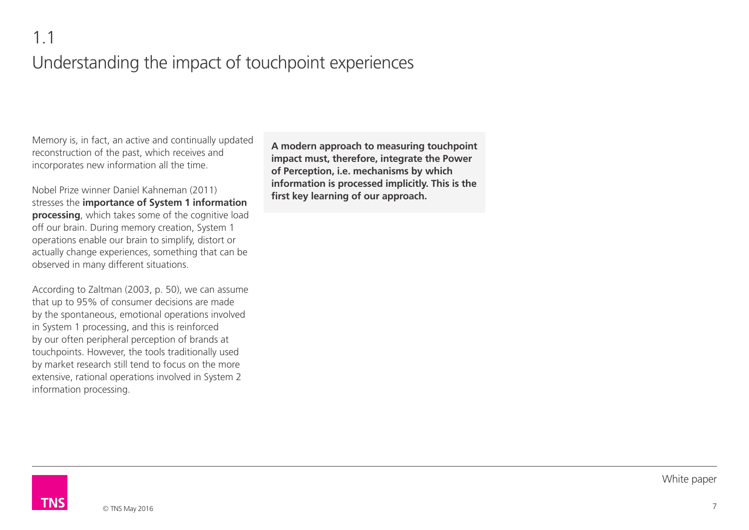## 1.1 Understanding the impact of touchpoint experiences

Memory is, in fact, an active and continually updated reconstruction of the past, which receives and incorporates new information all the time.

Nobel Prize winner Daniel Kahneman (2011) stresses the **importance of System 1 information processing**, which takes some of the cognitive load off our brain. During memory creation, System 1 operations enable our brain to simplify, distort or actually change experiences, something that can be observed in many different situations.

According to Zaltman (2003, p. 50), we can assume that up to 95% of consumer decisions are made by the spontaneous, emotional operations involved in System 1 processing, and this is reinforced by our often peripheral perception of brands at touchpoints. However, the tools traditionally used by market research still tend to focus on the more extensive, rational operations involved in System 2 information processing.

**A modern approach to measuring touchpoint impact must, therefore, integrate the Power of Perception, i.e. mechanisms by which information is processed implicitly. This is the first key learning of our approach.**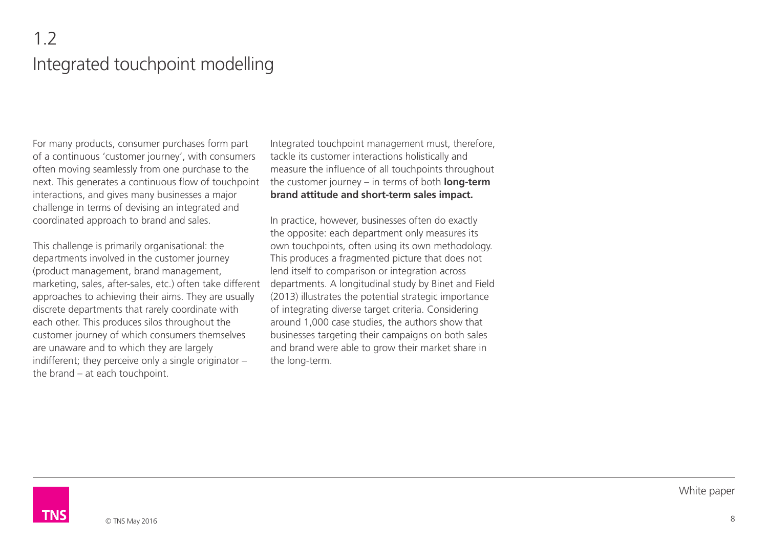## 1.2 Integrated touchpoint modelling

For many products, consumer purchases form part of a continuous 'customer journey', with consumers often moving seamlessly from one purchase to the next. This generates a continuous flow of touchpoint interactions, and gives many businesses a major challenge in terms of devising an integrated and coordinated approach to brand and sales.

This challenge is primarily organisational: the departments involved in the customer journey (product management, brand management, marketing, sales, after-sales, etc.) often take different approaches to achieving their aims. They are usually discrete departments that rarely coordinate with each other. This produces silos throughout the customer journey of which consumers themselves are unaware and to which they are largely indifferent; they perceive only a single originator – the brand – at each touchpoint.

Integrated touchpoint management must, therefore, tackle its customer interactions holistically and measure the influence of all touchpoints throughout the customer journey – in terms of both **long-term brand attitude and short-term sales impact.**

In practice, however, businesses often do exactly the opposite: each department only measures its own touchpoints, often using its own methodology. This produces a fragmented picture that does not lend itself to comparison or integration across departments. A longitudinal study by Binet and Field (2013) illustrates the potential strategic importance of integrating diverse target criteria. Considering around 1,000 case studies, the authors show that businesses targeting their campaigns on both sales and brand were able to grow their market share in the long-term.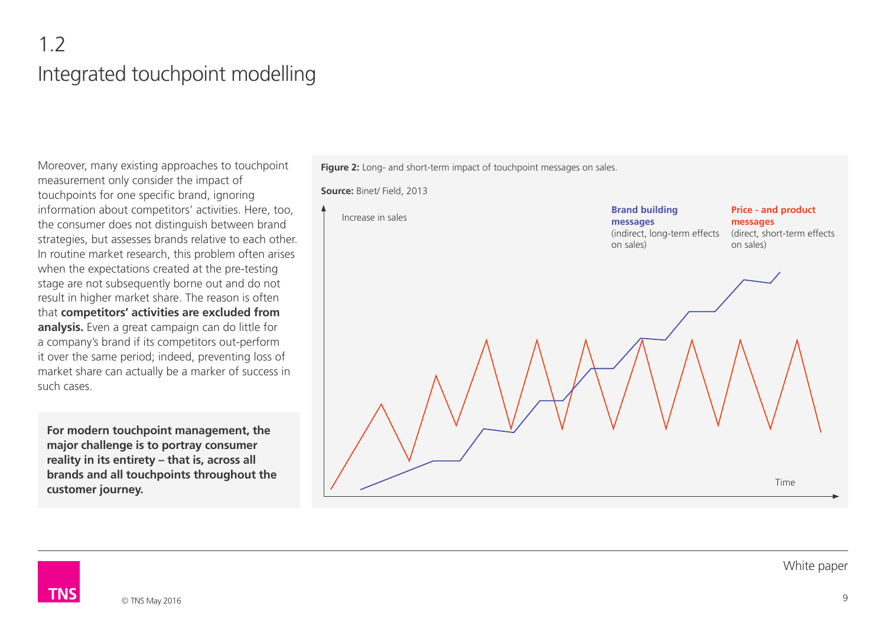# 1.2 Integrated touchpoint modelling

Moreover, many existing approaches to touchpoint measurement only consider the impact of touchpoints for one specific brand, ignoring information about competitors' activities. Here, too, the consumer does not distinguish between brand strategies, but assesses brands relative to each other. In routine market research, this problem often arises when the expectations created at the pre-testing stage are not subsequently borne out and do not result in higher market share. The reason is often that **competitors' activities are excluded from analysis.** Even a great campaign can do little for a company's brand if its competitors out-perform it over the same period; indeed, preventing loss of market share can actually be a marker of success in such cases.

**For modern touchpoint management, the major challenge is to portray consumer reality in its entirety – that is, across all brands and all touchpoints throughout the customer journey.**

**Figure 2:** Long- and short-term impact of touchpoint messages on sales.

**Source:** Binet/ Field, 2013

Increase in sales

**Brand building messages** (indirect, long-term effects on sales)

**Price - and product messages** (direct, short-term effects on sales)

Time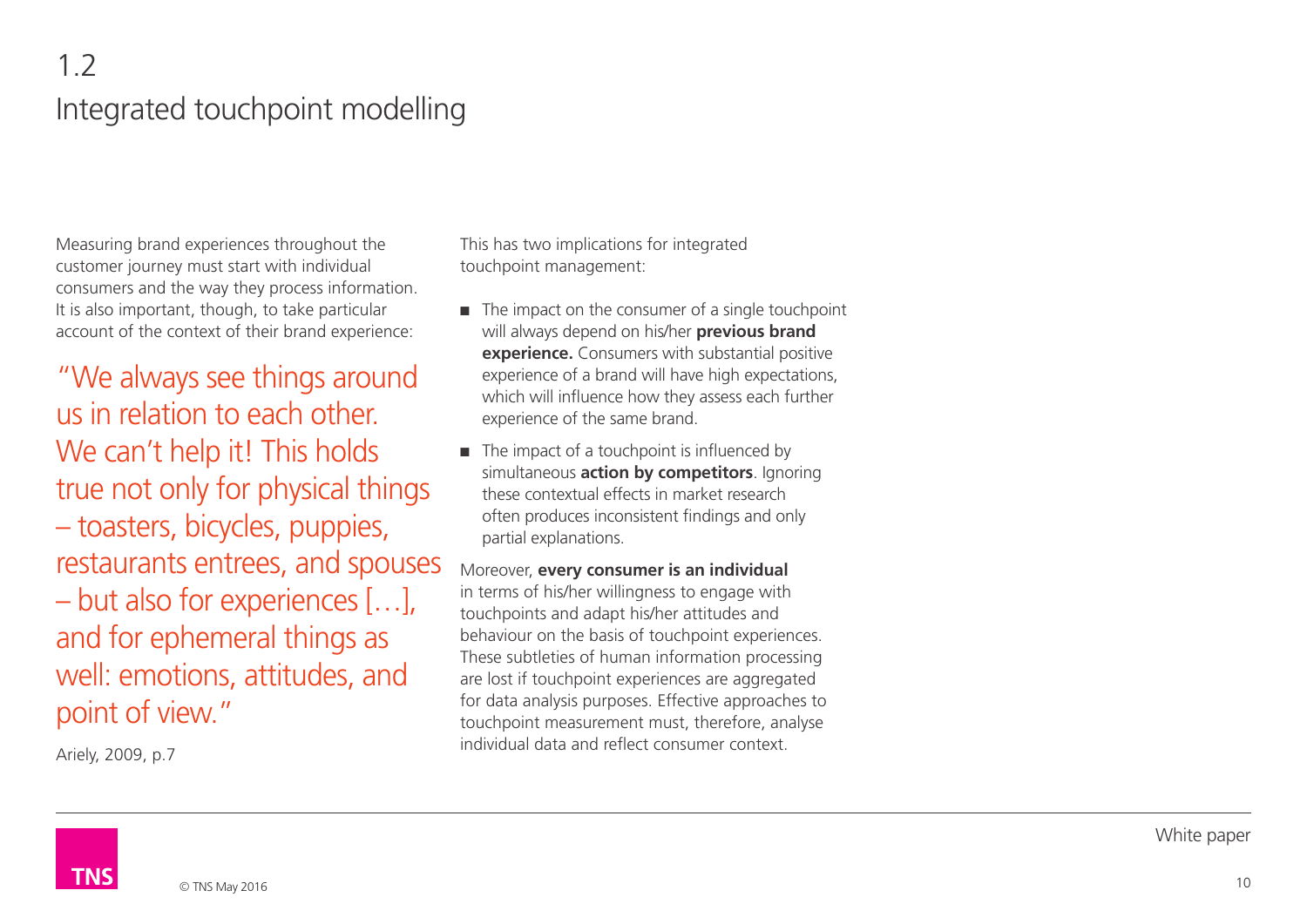## 1.2 Integrated touchpoint modelling

Measuring brand experiences throughout the customer journey must start with individual consumers and the way they process information. It is also important, though, to take particular account of the context of their brand experience:

> "We always see things around us in relation to each other. We can't help it! This holds true not only for physical things – toasters, bicycles, puppies, restaurants entrees, and spouses – but also for experiences […], and for ephemeral things as well: emotions, attitudes, and point of view."

Ariely, 2009, p.7

This has two implications for integrated touchpoint management:

- The impact on the consumer of a single touchpoint will always depend on his/her **previous brand experience.** Consumers with substantial positive experience of a brand will have high expectations, which will influence how they assess each further experience of the same brand.
- The impact of a touchpoint is influenced by simultaneous **action by competitors**. Ignoring these contextual effects in market research often produces inconsistent findings and only partial explanations.

Moreover, **every consumer is an individual** in terms of his/her willingness to engage with touchpoints and adapt his/her attitudes and behaviour on the basis of touchpoint experiences. These subtleties of human information processing are lost if touchpoint experiences are aggregated for data analysis purposes. Effective approaches to touchpoint measurement must, therefore, analyse individual data and reflect consumer context.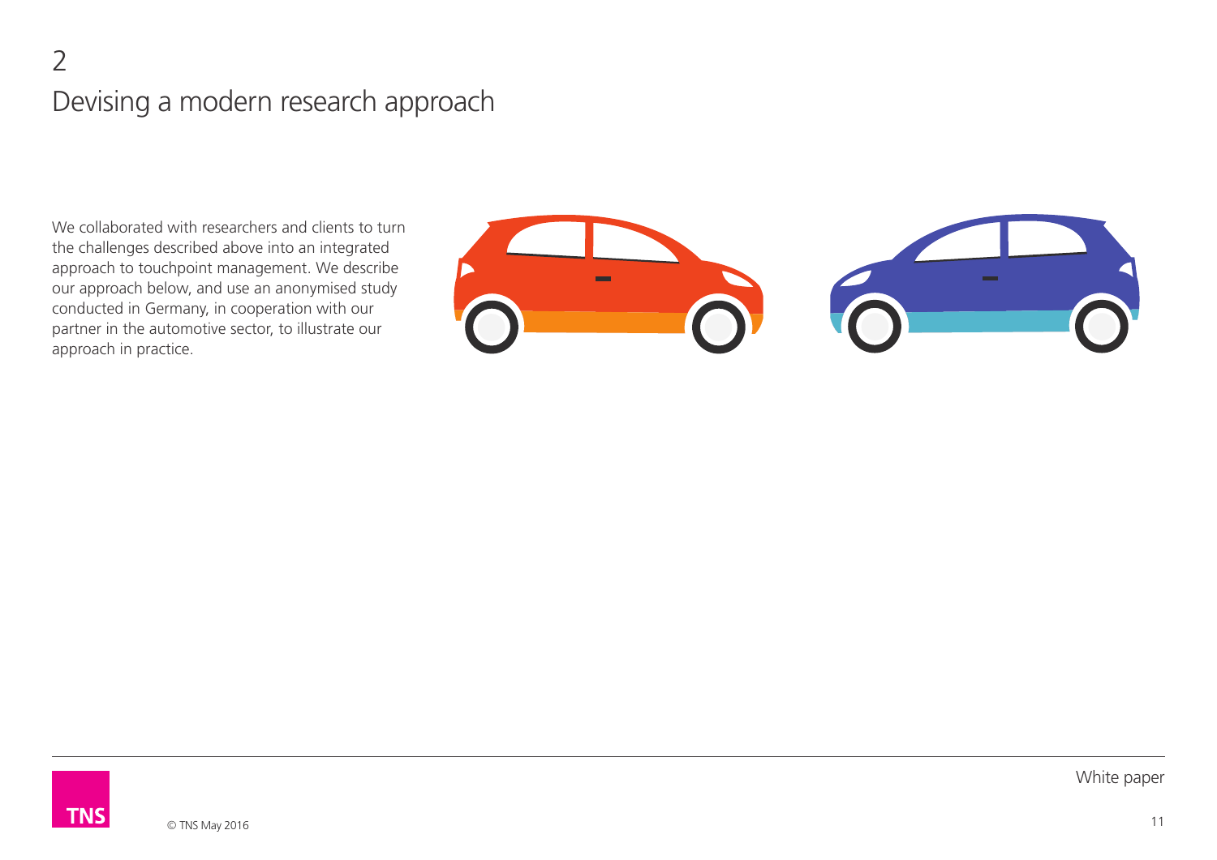## 2
## Devising a modern research approach

We collaborated with researchers and clients to turn the challenges described above into an integrated approach to touchpoint management. We describe our approach below, and use an anonymised study conducted in Germany, in cooperation with our partner in the automotive sector, to illustrate our approach in practice.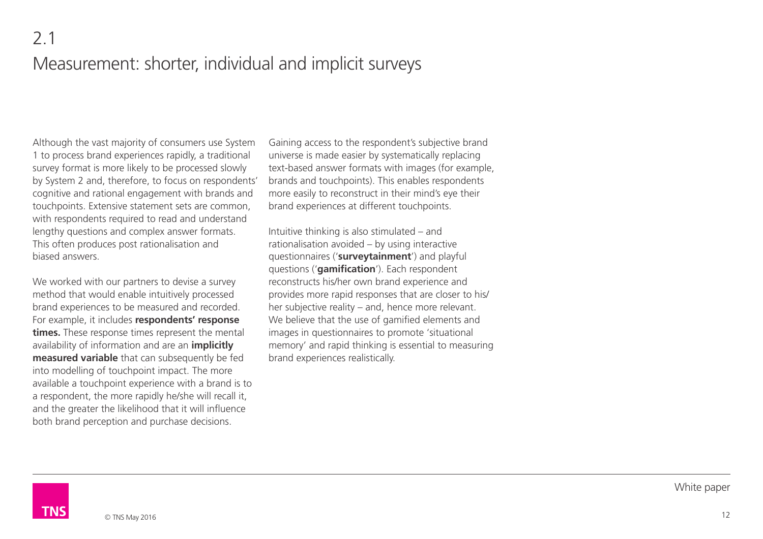## 2.1 Measurement: shorter, individual and implicit surveys

Although the vast majority of consumers use System 1 to process brand experiences rapidly, a traditional survey format is more likely to be processed slowly by System 2 and, therefore, to focus on respondents' cognitive and rational engagement with brands and touchpoints. Extensive statement sets are common, with respondents required to read and understand lengthy questions and complex answer formats. This often produces post rationalisation and biased answers.

We worked with our partners to devise a survey method that would enable intuitively processed brand experiences to be measured and recorded. For example, it includes **respondents' response times.** These response times represent the mental availability of information and are an **implicitly measured variable** that can subsequently be fed into modelling of touchpoint impact. The more available a touchpoint experience with a brand is to a respondent, the more rapidly he/she will recall it, and the greater the likelihood that it will influence both brand perception and purchase decisions.

Gaining access to the respondent's subjective brand universe is made easier by systematically replacing text-based answer formats with images (for example, brands and touchpoints). This enables respondents more easily to reconstruct in their mind's eye their brand experiences at different touchpoints.

Intuitive thinking is also stimulated – and rationalisation avoided – by using interactive questionnaires ('**surveytainment**') and playful questions ('**gamification**'). Each respondent reconstructs his/her own brand experience and provides more rapid responses that are closer to his/her subjective reality – and, hence more relevant. We believe that the use of gamified elements and images in questionnaires to promote 'situational memory' and rapid thinking is essential to measuring brand experiences realistically.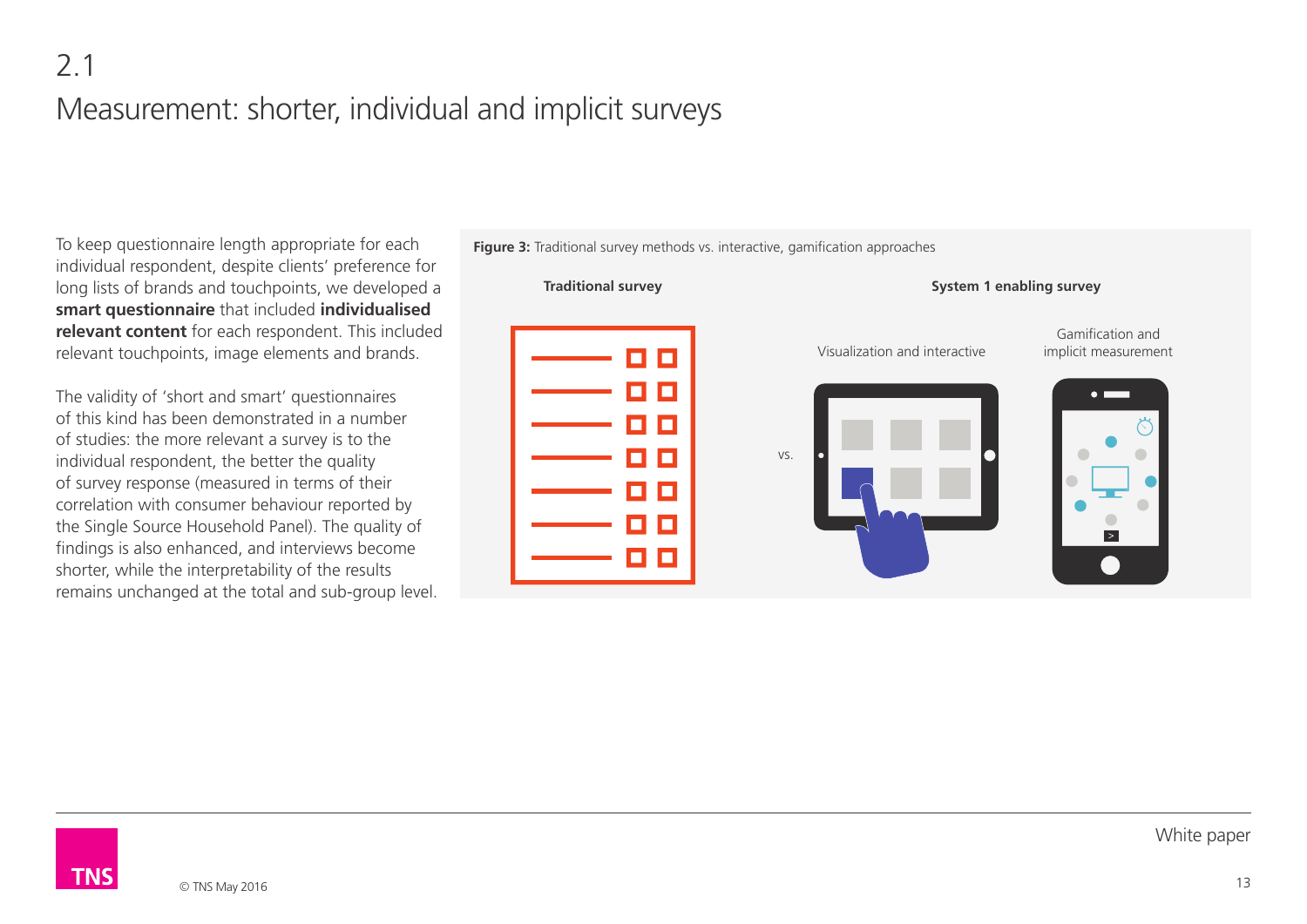## 2.1 Measurement: shorter, individual and implicit surveys

To keep questionnaire length appropriate for each individual respondent, despite clients' preference for long lists of brands and touchpoints, we developed a **smart questionnaire** that included **individualised relevant content** for each respondent. This included relevant touchpoints, image elements and brands.

The validity of 'short and smart' questionnaires of this kind has been demonstrated in a number of studies: the more relevant a survey is to the individual respondent, the better the quality of survey response (measured in terms of their correlation with consumer behaviour reported by the Single Source Household Panel). The quality of findings is also enhanced, and interviews become shorter, while the interpretability of the results remains unchanged at the total and sub-group level.

**Figure 3:** Traditional survey methods vs. interactive, gamification approaches

**Traditional survey** vs. **System 1 enabling survey**

- Visualization and interactive
- Gamification and implicit measurement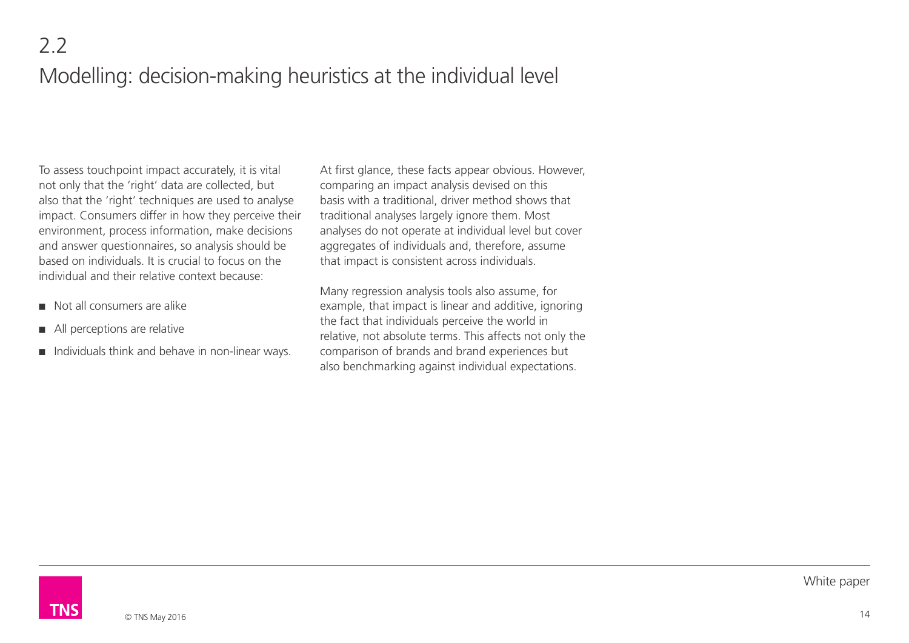## 2.2 Modelling: decision-making heuristics at the individual level

To assess touchpoint impact accurately, it is vital not only that the 'right' data are collected, but also that the 'right' techniques are used to analyse impact. Consumers differ in how they perceive their environment, process information, make decisions and answer questionnaires, so analysis should be based on individuals. It is crucial to focus on the individual and their relative context because:

- Not all consumers are alike
- All perceptions are relative
- Individuals think and behave in non-linear ways.

At first glance, these facts appear obvious. However, comparing an impact analysis devised on this basis with a traditional, driver method shows that traditional analyses largely ignore them. Most analyses do not operate at individual level but cover aggregates of individuals and, therefore, assume that impact is consistent across individuals.

Many regression analysis tools also assume, for example, that impact is linear and additive, ignoring the fact that individuals perceive the world in relative, not absolute terms. This affects not only the comparison of brands and brand experiences but also benchmarking against individual expectations.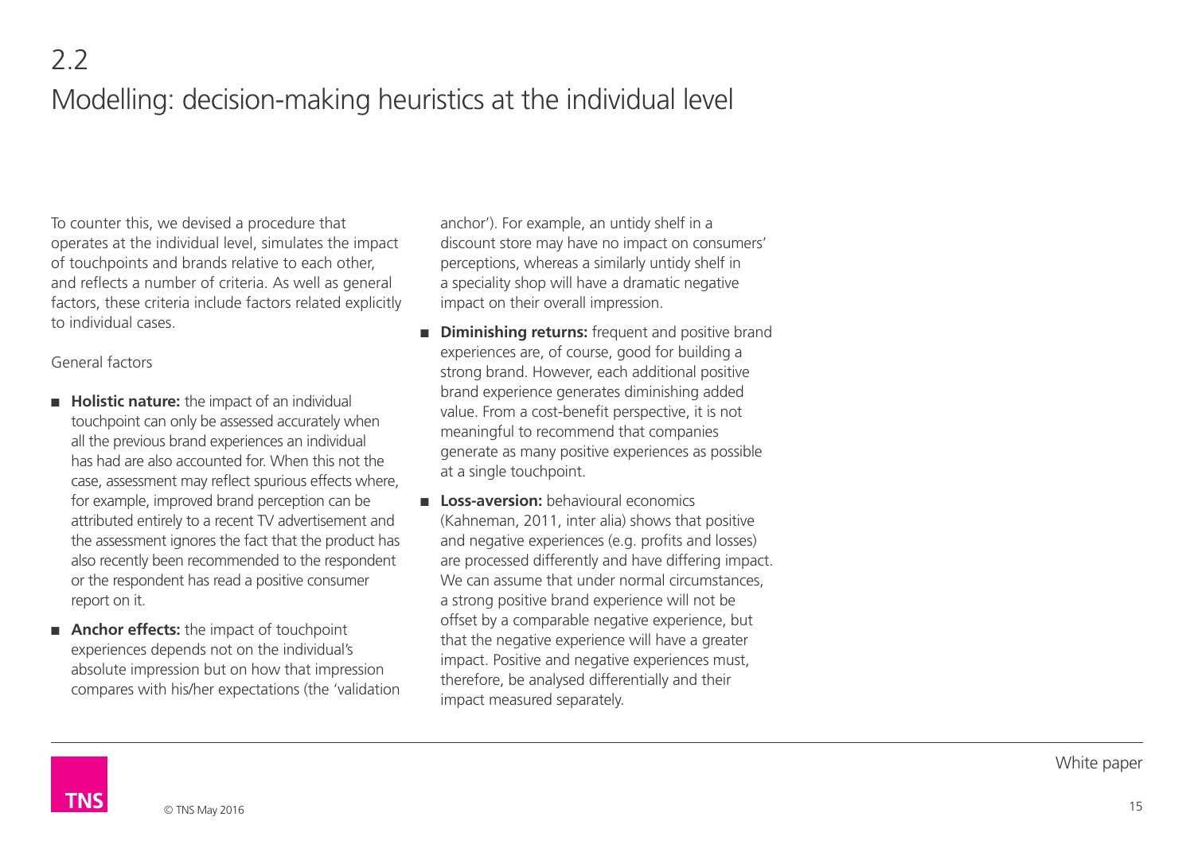## 2.2 Modelling: decision-making heuristics at the individual level

To counter this, we devised a procedure that operates at the individual level, simulates the impact of touchpoints and brands relative to each other, and reflects a number of criteria. As well as general factors, these criteria include factors related explicitly to individual cases.

General factors

- **Holistic nature:** the impact of an individual touchpoint can only be assessed accurately when all the previous brand experiences an individual has had are also accounted for. When this not the case, assessment may reflect spurious effects where, for example, improved brand perception can be attributed entirely to a recent TV advertisement and the assessment ignores the fact that the product has also recently been recommended to the respondent or the respondent has read a positive consumer report on it.
- **Anchor effects:** the impact of touchpoint experiences depends not on the individual's absolute impression but on how that impression compares with his/her expectations (the 'validation anchor'). For example, an untidy shelf in a discount store may have no impact on consumers' perceptions, whereas a similarly untidy shelf in a speciality shop will have a dramatic negative impact on their overall impression.
- **Diminishing returns:** frequent and positive brand experiences are, of course, good for building a strong brand. However, each additional positive brand experience generates diminishing added value. From a cost-benefit perspective, it is not meaningful to recommend that companies generate as many positive experiences as possible at a single touchpoint.
- **Loss-aversion:** behavioural economics (Kahneman, 2011, inter alia) shows that positive and negative experiences (e.g. profits and losses) are processed differently and have differing impact. We can assume that under normal circumstances, a strong positive brand experience will not be offset by a comparable negative experience, but that the negative experience will have a greater impact. Positive and negative experiences must, therefore, be analysed differentially and their impact measured separately.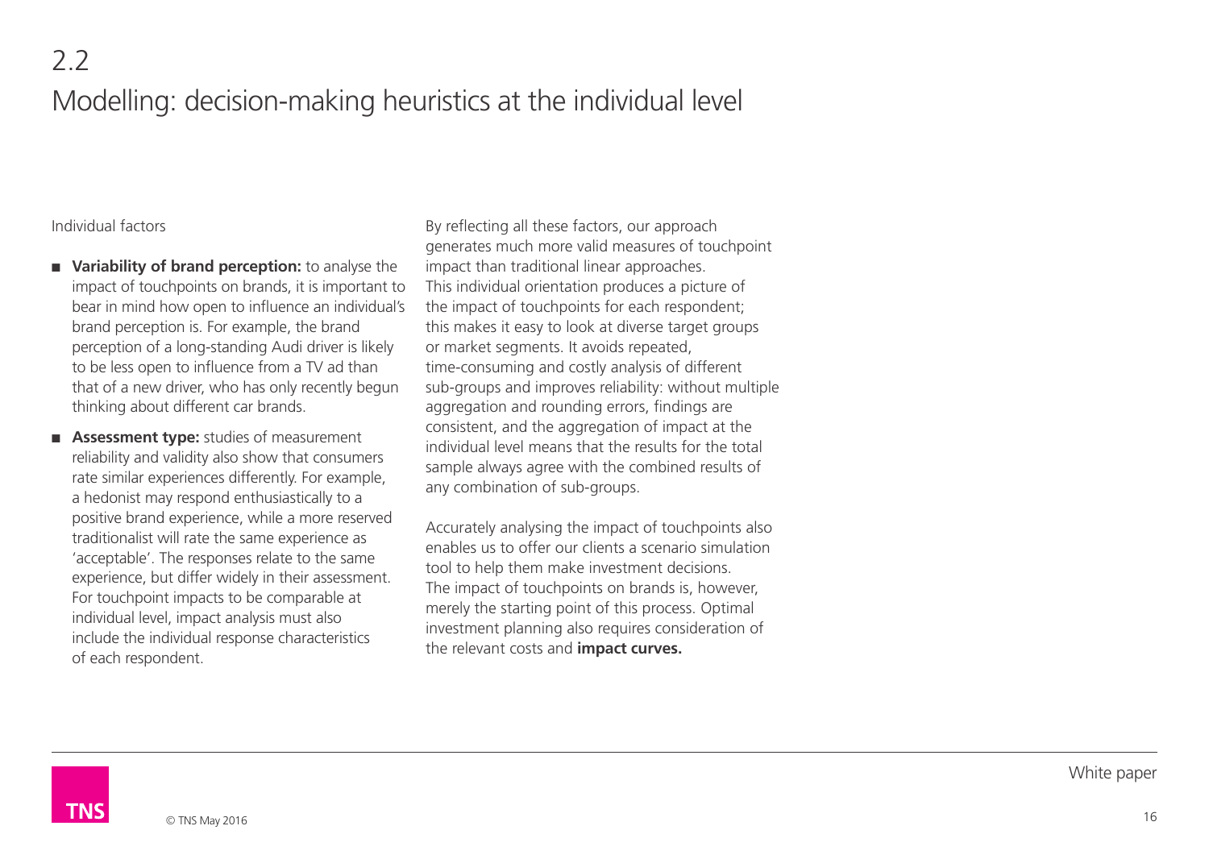## 2.2 Modelling: decision-making heuristics at the individual level

Individual factors

- **Variability of brand perception:** to analyse the impact of touchpoints on brands, it is important to bear in mind how open to influence an individual's brand perception is. For example, the brand perception of a long-standing Audi driver is likely to be less open to influence from a TV ad than that of a new driver, who has only recently begun thinking about different car brands.
- **Assessment type:** studies of measurement reliability and validity also show that consumers rate similar experiences differently. For example, a hedonist may respond enthusiastically to a positive brand experience, while a more reserved traditionalist will rate the same experience as 'acceptable'. The responses relate to the same experience, but differ widely in their assessment. For touchpoint impacts to be comparable at individual level, impact analysis must also include the individual response characteristics of each respondent.

By reflecting all these factors, our approach generates much more valid measures of touchpoint impact than traditional linear approaches. This individual orientation produces a picture of the impact of touchpoints for each respondent; this makes it easy to look at diverse target groups or market segments. It avoids repeated, time-consuming and costly analysis of different sub-groups and improves reliability: without multiple aggregation and rounding errors, findings are consistent, and the aggregation of impact at the individual level means that the results for the total sample always agree with the combined results of any combination of sub-groups.

Accurately analysing the impact of touchpoints also enables us to offer our clients a scenario simulation tool to help them make investment decisions. The impact of touchpoints on brands is, however, merely the starting point of this process. Optimal investment planning also requires consideration of the relevant costs and **impact curves.**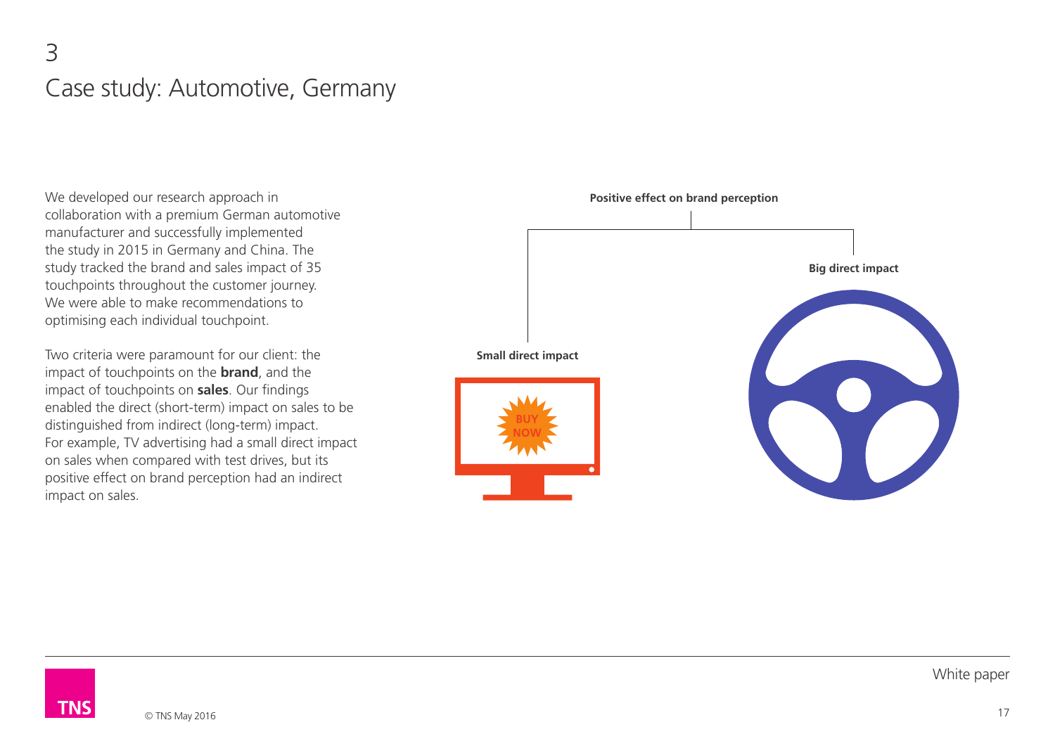# 3
# Case study: Automotive, Germany

We developed our research approach in collaboration with a premium German automotive manufacturer and successfully implemented the study in 2015 in Germany and China. The study tracked the brand and sales impact of 35 touchpoints throughout the customer journey. We were able to make recommendations to optimising each individual touchpoint.

Two criteria were paramount for our client: the impact of touchpoints on the **brand**, and the impact of touchpoints on **sales**. Our findings enabled the direct (short-term) impact on sales to be distinguished from indirect (long-term) impact. For example, TV advertising had a small direct impact on sales when compared with test drives, but its positive effect on brand perception had an indirect impact on sales.

**Positive effect on brand perception**

**Small direct impact**

BUY NOW

**Big direct impact**

White paper

© TNS May 2016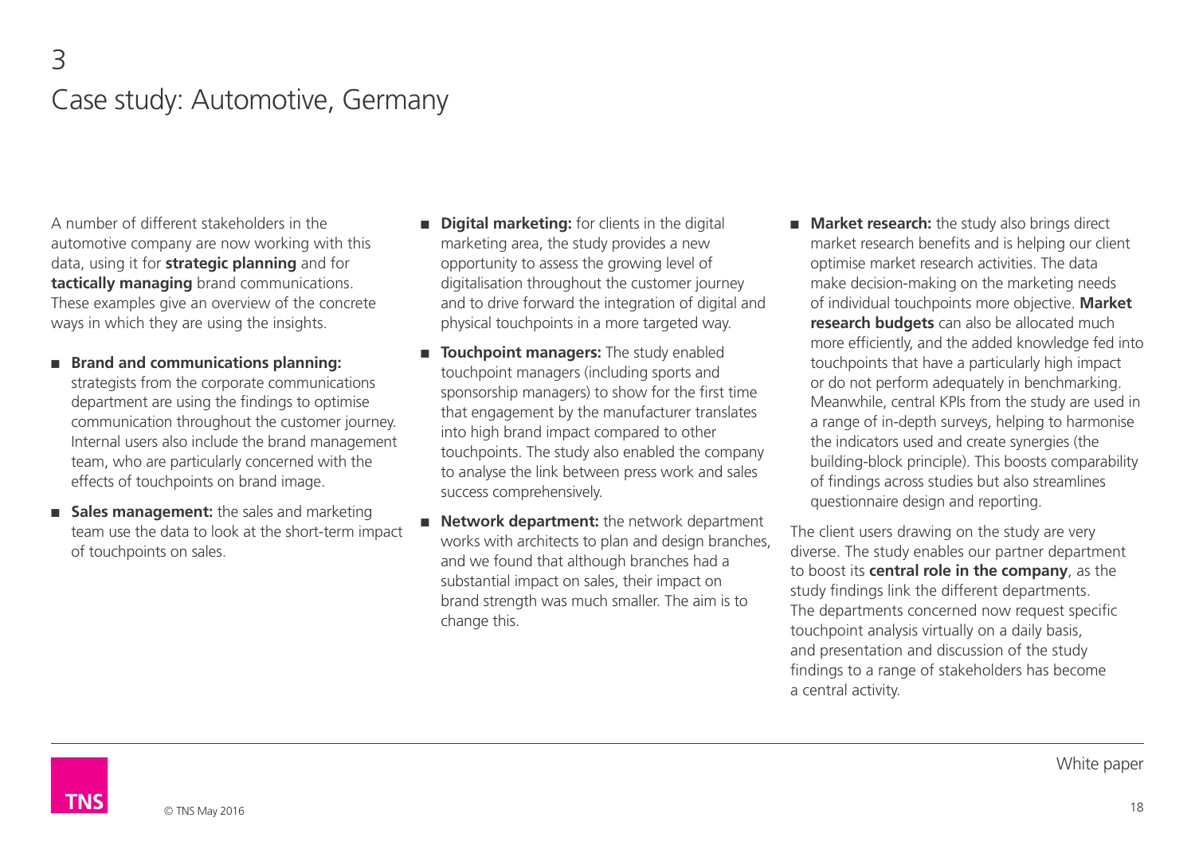# 3

## Case study: Automotive, Germany

A number of different stakeholders in the automotive company are now working with this data, using it for **strategic planning** and for **tactically managing** brand communications. These examples give an overview of the concrete ways in which they are using the insights.

- **Brand and communications planning:** strategists from the corporate communications department are using the findings to optimise communication throughout the customer journey. Internal users also include the brand management team, who are particularly concerned with the effects of touchpoints on brand image.
- **Sales management:** the sales and marketing team use the data to look at the short-term impact of touchpoints on sales.
- **Digital marketing:** for clients in the digital marketing area, the study provides a new opportunity to assess the growing level of digitalisation throughout the customer journey and to drive forward the integration of digital and physical touchpoints in a more targeted way.
- **Touchpoint managers:** The study enabled touchpoint managers (including sports and sponsorship managers) to show for the first time that engagement by the manufacturer translates into high brand impact compared to other touchpoints. The study also enabled the company to analyse the link between press work and sales success comprehensively.
- **Network department:** the network department works with architects to plan and design branches, and we found that although branches had a substantial impact on sales, their impact on brand strength was much smaller. The aim is to change this.
- **Market research:** the study also brings direct market research benefits and is helping our client optimise market research activities. The data make decision-making on the marketing needs of individual touchpoints more objective. **Market research budgets** can also be allocated much more efficiently, and the added knowledge fed into touchpoints that have a particularly high impact or do not perform adequately in benchmarking. Meanwhile, central KPIs from the study are used in a range of in-depth surveys, helping to harmonise the indicators used and create synergies (the building-block principle). This boosts comparability of findings across studies but also streamlines questionnaire design and reporting.

The client users drawing on the study are very diverse. The study enables our partner department to boost its **central role in the company**, as the study findings link the different departments. The departments concerned now request specific touchpoint analysis virtually on a daily basis, and presentation and discussion of the study findings to a range of stakeholders has become a central activity.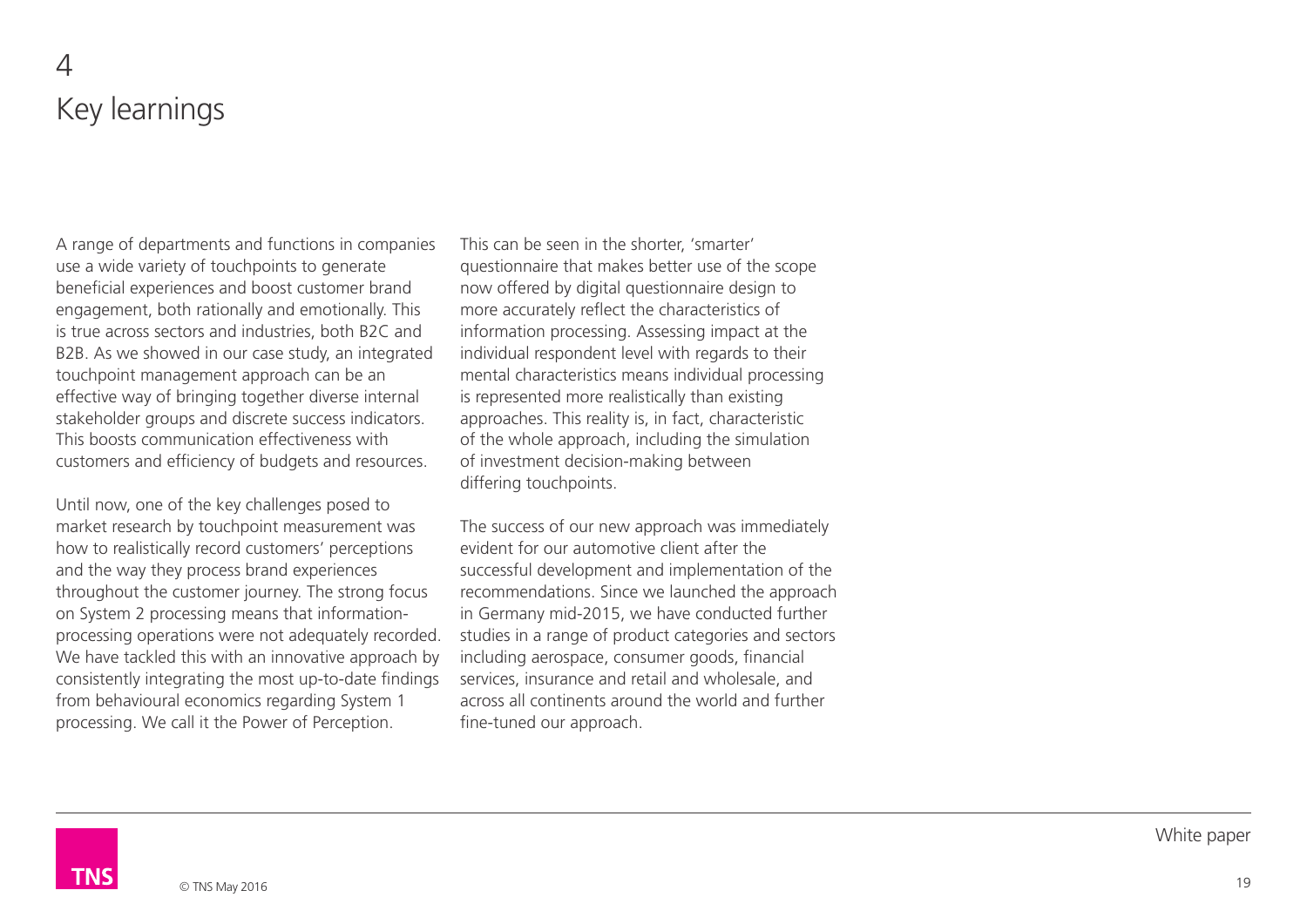# 4 Key learnings

A range of departments and functions in companies use a wide variety of touchpoints to generate beneficial experiences and boost customer brand engagement, both rationally and emotionally. This is true across sectors and industries, both B2C and B2B. As we showed in our case study, an integrated touchpoint management approach can be an effective way of bringing together diverse internal stakeholder groups and discrete success indicators. This boosts communication effectiveness with customers and efficiency of budgets and resources.

Until now, one of the key challenges posed to market research by touchpoint measurement was how to realistically record customers' perceptions and the way they process brand experiences throughout the customer journey. The strong focus on System 2 processing means that information-processing operations were not adequately recorded. We have tackled this with an innovative approach by consistently integrating the most up-to-date findings from behavioural economics regarding System 1 processing. We call it the Power of Perception.

This can be seen in the shorter, 'smarter' questionnaire that makes better use of the scope now offered by digital questionnaire design to more accurately reflect the characteristics of information processing. Assessing impact at the individual respondent level with regards to their mental characteristics means individual processing is represented more realistically than existing approaches. This reality is, in fact, characteristic of the whole approach, including the simulation of investment decision-making between differing touchpoints.

The success of our new approach was immediately evident for our automotive client after the successful development and implementation of the recommendations. Since we launched the approach in Germany mid-2015, we have conducted further studies in a range of product categories and sectors including aerospace, consumer goods, financial services, insurance and retail and wholesale, and across all continents around the world and further fine-tuned our approach.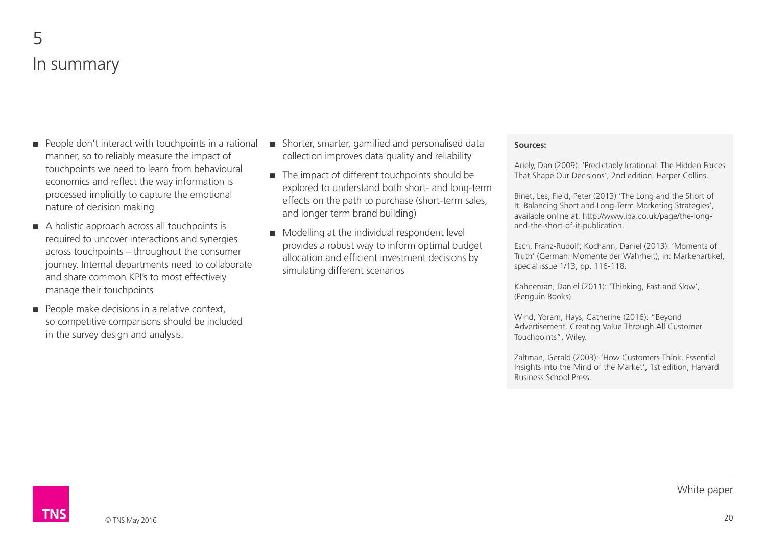# 5 In summary

- People don't interact with touchpoints in a rational manner, so to reliably measure the impact of touchpoints we need to learn from behavioural economics and reflect the way information is processed implicitly to capture the emotional nature of decision making
- A holistic approach across all touchpoints is required to uncover interactions and synergies across touchpoints – throughout the consumer journey. Internal departments need to collaborate and share common KPI's to most effectively manage their touchpoints
- People make decisions in a relative context, so competitive comparisons should be included in the survey design and analysis.
- Shorter, smarter, gamified and personalised data collection improves data quality and reliability
- The impact of different touchpoints should be explored to understand both short- and long-term effects on the path to purchase (short-term sales, and longer term brand building)
- Modelling at the individual respondent level provides a robust way to inform optimal budget allocation and efficient investment decisions by simulating different scenarios

**Sources:**

Ariely, Dan (2009): 'Predictably Irrational: The Hidden Forces That Shape Our Decisions', 2nd edition, Harper Collins.

Binet, Les; Field, Peter (2013) 'The Long and the Short of It. Balancing Short and Long-Term Marketing Strategies', available online at: http://www.ipa.co.uk/page/the-long-and-the-short-of-it-publication.

Esch, Franz-Rudolf; Kochann, Daniel (2013): 'Moments of Truth' (German: Momente der Wahrheit), in: Markenartikel, special issue 1/13, pp. 116-118.

Kahneman, Daniel (2011): 'Thinking, Fast and Slow', (Penguin Books)

Wind, Yoram; Hays, Catherine (2016): "Beyond Advertisement. Creating Value Through All Customer Touchpoints", Wiley.

Zaltman, Gerald (2003): 'How Customers Think. Essential Insights into the Mind of the Market', 1st edition, Harvard Business School Press.

© TNS May 2016